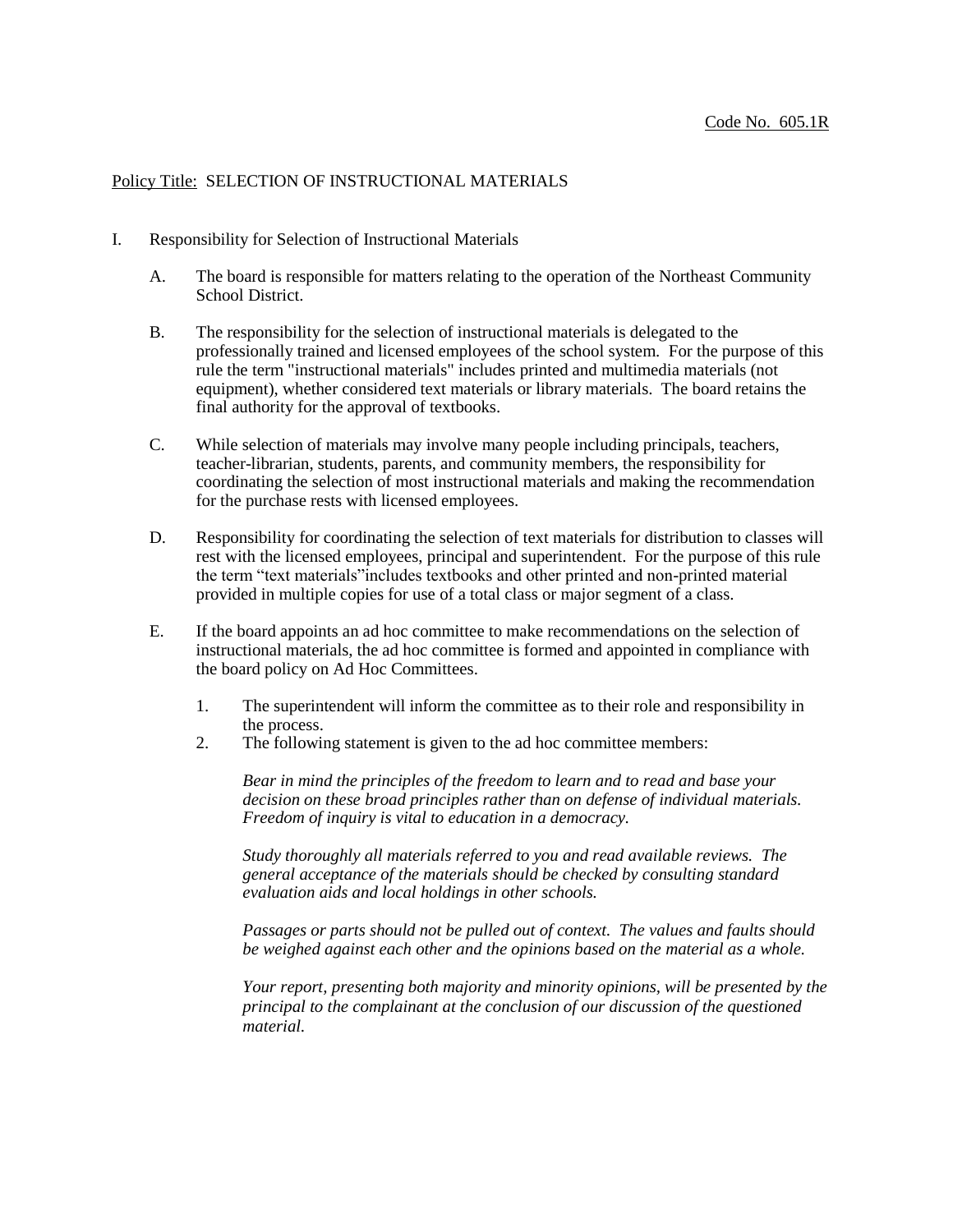Code No. 605.1R

Policy Title: SELECTION OF INSTRUCTIONAL MATERIALS

I. Responsibility for Selection of Instructional Materials

   A. The board is responsible for matters relating to the operation of the Northeast Community School District.

   B. The responsibility for the selection of instructional materials is delegated to the professionally trained and licensed employees of the school system. For the purpose of this rule the term "instructional materials" includes printed and multimedia materials (not equipment), whether considered text materials or library materials. The board retains the final authority for the approval of textbooks.

   C. While selection of materials may involve many people including principals, teachers, teacher-librarian, students, parents, and community members, the responsibility for coordinating the selection of most instructional materials and making the recommendation for the purchase rests with licensed employees.

   D. Responsibility for coordinating the selection of text materials for distribution to classes will rest with the licensed employees, principal and superintendent. For the purpose of this rule the term "text materials"includes textbooks and other printed and non-printed material provided in multiple copies for use of a total class or major segment of a class.

   E. If the board appoints an ad hoc committee to make recommendations on the selection of instructional materials, the ad hoc committee is formed and appointed in compliance with the board policy on Ad Hoc Committees.

      1. The superintendent will inform the committee as to their role and responsibility in the process.
      2. The following statement is given to the ad hoc committee members:

         *Bear in mind the principles of the freedom to learn and to read and base your decision on these broad principles rather than on defense of individual materials. Freedom of inquiry is vital to education in a democracy.*

         *Study thoroughly all materials referred to you and read available reviews. The general acceptance of the materials should be checked by consulting standard evaluation aids and local holdings in other schools.*

         *Passages or parts should not be pulled out of context. The values and faults should be weighed against each other and the opinions based on the material as a whole.*

         *Your report, presenting both majority and minority opinions, will be presented by the principal to the complainant at the conclusion of our discussion of the questioned material.*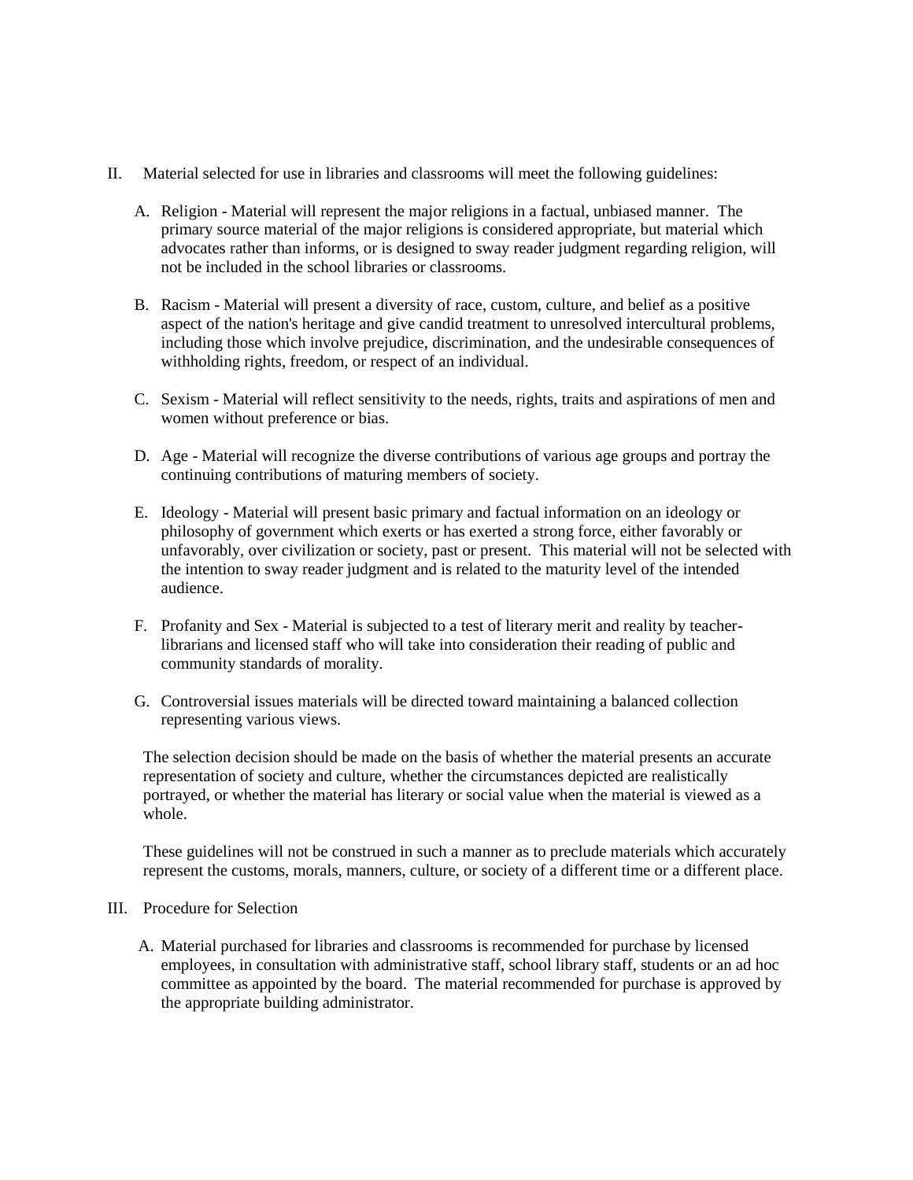II. Material selected for use in libraries and classrooms will meet the following guidelines:

   A. Religion - Material will represent the major religions in a factual, unbiased manner. The primary source material of the major religions is considered appropriate, but material which advocates rather than informs, or is designed to sway reader judgment regarding religion, will not be included in the school libraries or classrooms.

   B. Racism - Material will present a diversity of race, custom, culture, and belief as a positive aspect of the nation's heritage and give candid treatment to unresolved intercultural problems, including those which involve prejudice, discrimination, and the undesirable consequences of withholding rights, freedom, or respect of an individual.

   C. Sexism - Material will reflect sensitivity to the needs, rights, traits and aspirations of men and women without preference or bias.

   D. Age - Material will recognize the diverse contributions of various age groups and portray the continuing contributions of maturing members of society.

   E. Ideology - Material will present basic primary and factual information on an ideology or philosophy of government which exerts or has exerted a strong force, either favorably or unfavorably, over civilization or society, past or present. This material will not be selected with the intention to sway reader judgment and is related to the maturity level of the intended audience.

   F. Profanity and Sex - Material is subjected to a test of literary merit and reality by teacher-librarians and licensed staff who will take into consideration their reading of public and community standards of morality.

   G. Controversial issues materials will be directed toward maintaining a balanced collection representing various views.

   The selection decision should be made on the basis of whether the material presents an accurate representation of society and culture, whether the circumstances depicted are realistically portrayed, or whether the material has literary or social value when the material is viewed as a whole.

   These guidelines will not be construed in such a manner as to preclude materials which accurately represent the customs, morals, manners, culture, or society of a different time or a different place.

III. Procedure for Selection

   A. Material purchased for libraries and classrooms is recommended for purchase by licensed employees, in consultation with administrative staff, school library staff, students or an ad hoc committee as appointed by the board. The material recommended for purchase is approved by the appropriate building administrator.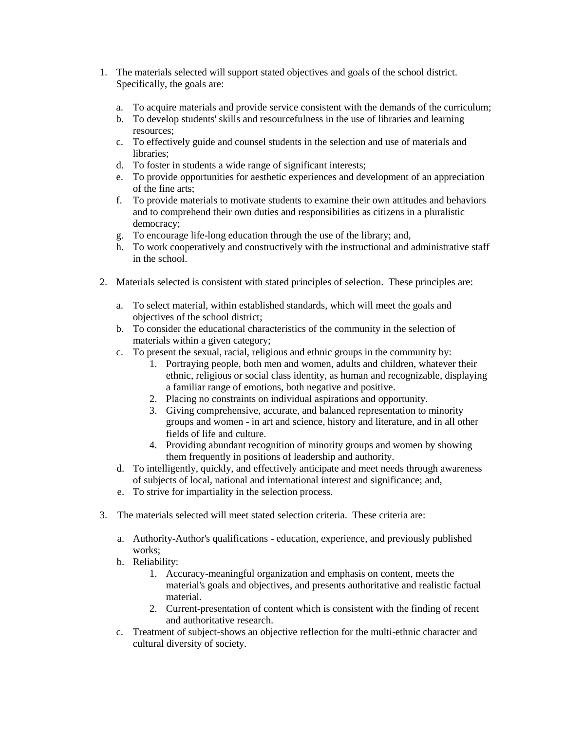1. The materials selected will support stated objectives and goals of the school district. Specifically, the goals are:

    a. To acquire materials and provide service consistent with the demands of the curriculum;
    b. To develop students' skills and resourcefulness in the use of libraries and learning resources;
    c. To effectively guide and counsel students in the selection and use of materials and libraries;
    d. To foster in students a wide range of significant interests;
    e. To provide opportunities for aesthetic experiences and development of an appreciation of the fine arts;
    f. To provide materials to motivate students to examine their own attitudes and behaviors and to comprehend their own duties and responsibilities as citizens in a pluralistic democracy;
    g. To encourage life-long education through the use of the library; and,
    h. To work cooperatively and constructively with the instructional and administrative staff in the school.

2. Materials selected is consistent with stated principles of selection. These principles are:

    a. To select material, within established standards, which will meet the goals and objectives of the school district;
    b. To consider the educational characteristics of the community in the selection of materials within a given category;
    c. To present the sexual, racial, religious and ethnic groups in the community by:
        1. Portraying people, both men and women, adults and children, whatever their ethnic, religious or social class identity, as human and recognizable, displaying a familiar range of emotions, both negative and positive.
        2. Placing no constraints on individual aspirations and opportunity.
        3. Giving comprehensive, accurate, and balanced representation to minority groups and women - in art and science, history and literature, and in all other fields of life and culture.
        4. Providing abundant recognition of minority groups and women by showing them frequently in positions of leadership and authority.
    d. To intelligently, quickly, and effectively anticipate and meet needs through awareness of subjects of local, national and international interest and significance; and,
    e. To strive for impartiality in the selection process.

3. The materials selected will meet stated selection criteria. These criteria are:

    a. Authority-Author's qualifications - education, experience, and previously published works;
    b. Reliability:
        1. Accuracy-meaningful organization and emphasis on content, meets the material's goals and objectives, and presents authoritative and realistic factual material.
        2. Current-presentation of content which is consistent with the finding of recent and authoritative research.
    c. Treatment of subject-shows an objective reflection for the multi-ethnic character and cultural diversity of society.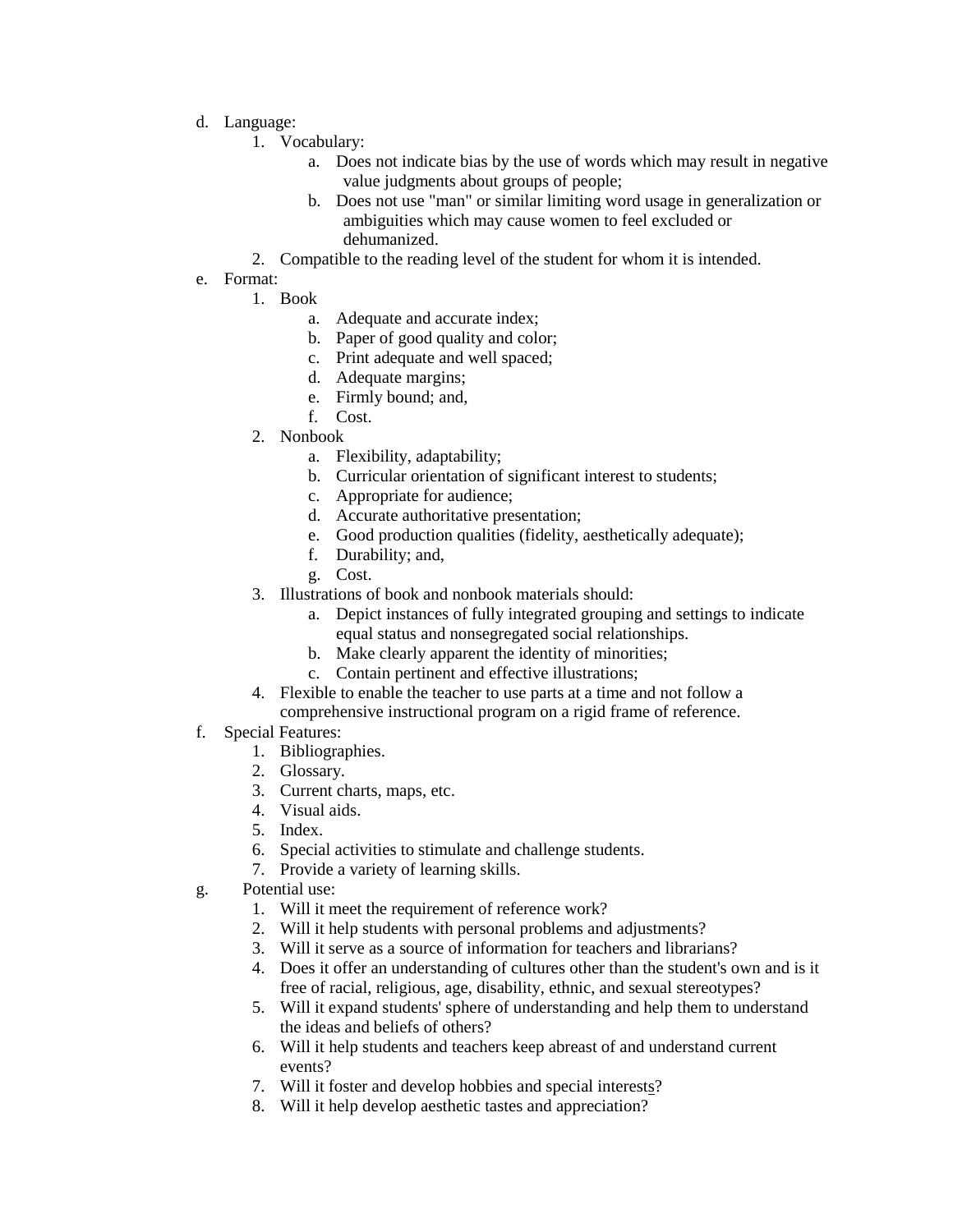d. Language:
    1. Vocabulary:
        a. Does not indicate bias by the use of words which may result in negative value judgments about groups of people;
        b. Does not use "man" or similar limiting word usage in generalization or ambiguities which may cause women to feel excluded or dehumanized.
    2. Compatible to the reading level of the student for whom it is intended.

e. Format:
    1. Book
        a. Adequate and accurate index;
        b. Paper of good quality and color;
        c. Print adequate and well spaced;
        d. Adequate margins;
        e. Firmly bound; and,
        f. Cost.
    2. Nonbook
        a. Flexibility, adaptability;
        b. Curricular orientation of significant interest to students;
        c. Appropriate for audience;
        d. Accurate authoritative presentation;
        e. Good production qualities (fidelity, aesthetically adequate);
        f. Durability; and,
        g. Cost.
    3. Illustrations of book and nonbook materials should:
        a. Depict instances of fully integrated grouping and settings to indicate equal status and nonsegregated social relationships.
        b. Make clearly apparent the identity of minorities;
        c. Contain pertinent and effective illustrations;
    4. Flexible to enable the teacher to use parts at a time and not follow a comprehensive instructional program on a rigid frame of reference.

f. Special Features:
    1. Bibliographies.
    2. Glossary.
    3. Current charts, maps, etc.
    4. Visual aids.
    5. Index.
    6. Special activities to stimulate and challenge students.
    7. Provide a variety of learning skills.

g. Potential use:
    1. Will it meet the requirement of reference work?
    2. Will it help students with personal problems and adjustments?
    3. Will it serve as a source of information for teachers and librarians?
    4. Does it offer an understanding of cultures other than the student's own and is it free of racial, religious, age, disability, ethnic, and sexual stereotypes?
    5. Will it expand students' sphere of understanding and help them to understand the ideas and beliefs of others?
    6. Will it help students and teachers keep abreast of and understand current events?
    7. Will it foster and develop hobbies and special interests?
    8. Will it help develop aesthetic tastes and appreciation?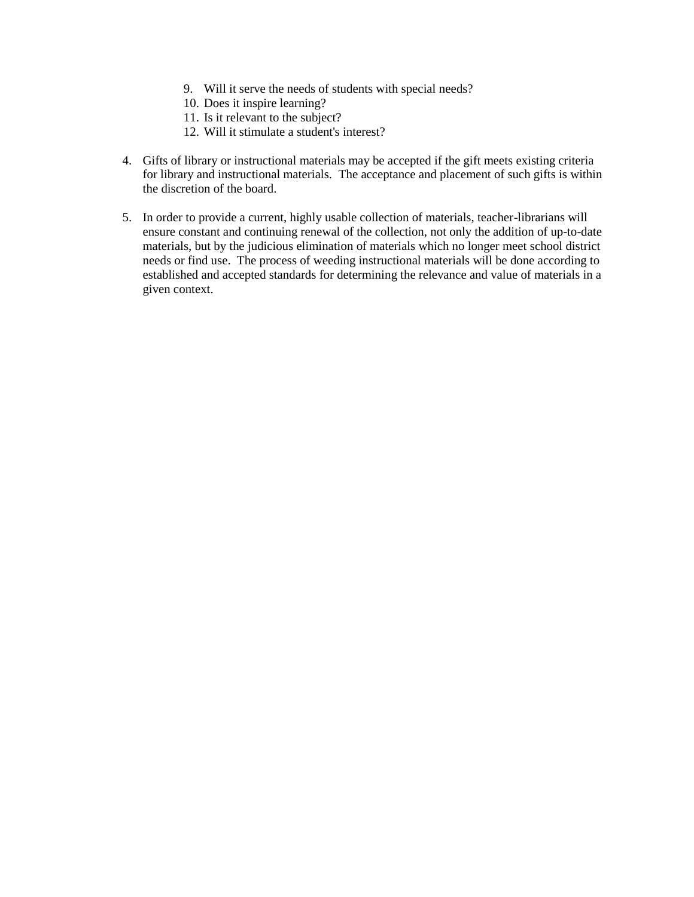9. Will it serve the needs of students with special needs?
10. Does it inspire learning?
11. Is it relevant to the subject?
12. Will it stimulate a student's interest?

4. Gifts of library or instructional materials may be accepted if the gift meets existing criteria for library and instructional materials. The acceptance and placement of such gifts is within the discretion of the board.

5. In order to provide a current, highly usable collection of materials, teacher-librarians will ensure constant and continuing renewal of the collection, not only the addition of up-to-date materials, but by the judicious elimination of materials which no longer meet school district needs or find use. The process of weeding instructional materials will be done according to established and accepted standards for determining the relevance and value of materials in a given context.